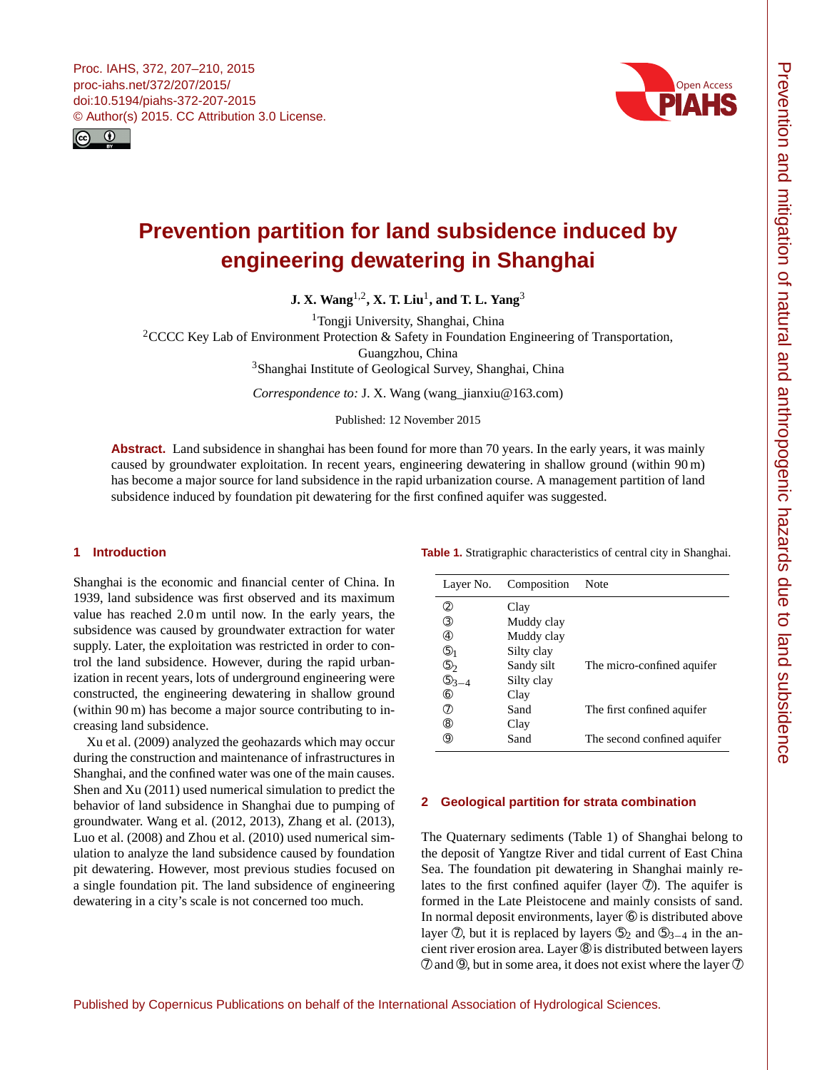# Prevention partition for land subsidence induced by engineering dewatering in Shanghai

**J. X. Wang[1,2], X. T. Liu[1], and T. L. Yang[3]**

[1]Tongji University, Shanghai, China

[2]CCCC Key Lab of Environment Protection & Safety in Foundation Engineering of Transportation, Guangzhou, China

[3]Shanghai Institute of Geological Survey, Shanghai, China

*Correspondence to:* J. X. Wang (wang_jianxiu@163.com)

Published: 12 November 2015

**Abstract.** Land subsidence in shanghai has been found for more than 70 years. In the early years, it was mainly caused by groundwater exploitation. In recent years, engineering dewatering in shallow ground (within 90 m) has become a major source for land subsidence in the rapid urbanization course. A management partition of land subsidence induced by foundation pit dewatering for the first confined aquifer was suggested.

## 1 Introduction

Shanghai is the economic and financial center of China. In 1939, land subsidence was first observed and its maximum value has reached 2.0 m until now. In the early years, the subsidence was caused by groundwater extraction for water supply. Later, the exploitation was restricted in order to control the land subsidence. However, during the rapid urbanization in recent years, lots of underground engineering were constructed, the engineering dewatering in shallow ground (within 90 m) has become a major source contributing to increasing land subsidence.

Xu et al. (2009) analyzed the geohazards which may occur during the construction and maintenance of infrastructures in Shanghai, and the confined water was one of the main causes. Shen and Xu (2011) used numerical simulation to predict the behavior of land subsidence in Shanghai due to pumping of groundwater. Wang et al. (2012, 2013), Zhang et al. (2013), Luo et al. (2008) and Zhou et al. (2010) used numerical simulation to analyze the land subsidence caused by foundation pit dewatering. However, most previous studies focused on a single foundation pit. The land subsidence of engineering dewatering in a city's scale is not concerned too much.

**Table 1.** Stratigraphic characteristics of central city in Shanghai.

| Layer No. | Composition | Note |
|---|---|---|
| ② | Clay | |
| ③ | Muddy clay | |
| ④ | Muddy clay | |
| $⑤_1$ | Silty clay | |
| $⑤_2$ | Sandy silt | The micro-confined aquifer |
| $⑤_{3-4}$ | Silty clay | |
| ⑥ | Clay | |
| ⑦ | Sand | The first confined aquifer |
| ⑧ | Clay | |
| ⑨ | Sand | The second confined aquifer |

## 2 Geological partition for strata combination

The Quaternary sediments (Table 1) of Shanghai belong to the deposit of Yangtze River and tidal current of East China Sea. The foundation pit dewatering in Shanghai mainly relates to the first confined aquifer (layer ⑦). The aquifer is formed in the Late Pleistocene and mainly consists of sand. In normal deposit environments, layer ⑥ is distributed above layer ⑦, but it is replaced by layers $⑤_2$ and $⑤_{3-4}$ in the ancient river erosion area. Layer ⑧ is distributed between layers ⑦ and ⑨, but in some area, it does not exist where the layer ⑦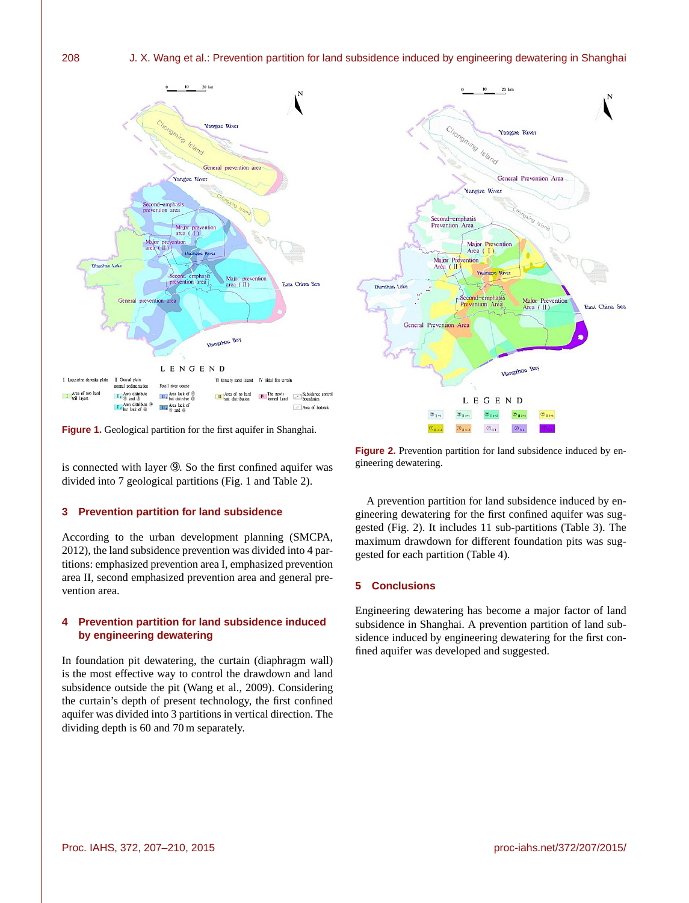**Figure 1.** Geological partition for the first aquifer in Shanghai.

is connected with layer ⑨. So the first confined aquifer was divided into 7 geological partitions (Fig. 1 and Table 2).

## 3 Prevention partition for land subsidence

According to the urban development planning (SMCPA, 2012), the land subsidence prevention was divided into 4 partitions: emphasized prevention area I, emphasized prevention area II, second emphasized prevention area and general prevention area.

## 4 Prevention partition for land subsidence induced by engineering dewatering

In foundation pit dewatering, the curtain (diaphragm wall) is the most effective way to control the drawdown and land subsidence outside the pit (Wang et al., 2009). Considering the curtain's depth of present technology, the first confined aquifer was divided into 3 partitions in vertical direction. The dividing depth is 60 and 70 m separately.

**Figure 2.** Prevention partition for land subsidence induced by engineering dewatering.

A prevention partition for land subsidence induced by engineering dewatering for the first confined aquifer was suggested (Fig. 2). It includes 11 sub-partitions (Table 3). The maximum drawdown for different foundation pits was suggested for each partition (Table 4).

## 5 Conclusions

Engineering dewatering has become a major factor of land subsidence in Shanghai. A prevention partition of land subsidence induced by engineering dewatering for the first confined aquifer was developed and suggested.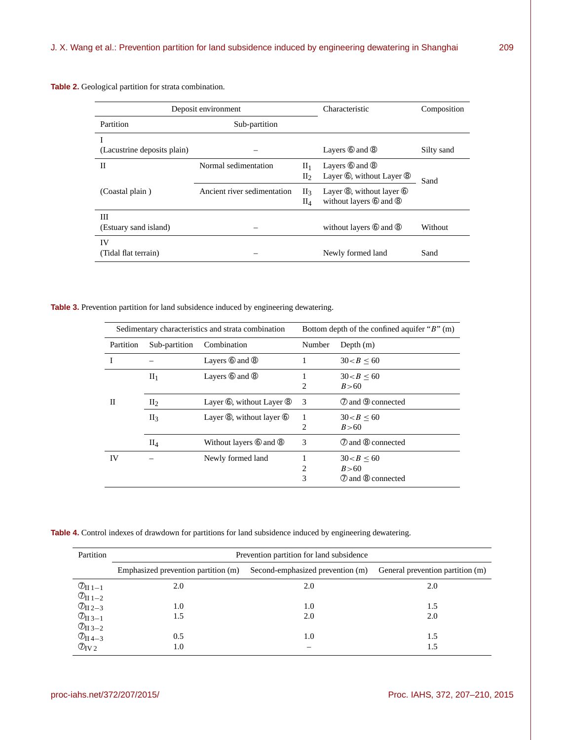**Table 2.** Geological partition for strata combination.

| Deposit environment | | | Characteristic | Composition |
|---|---|---|---|---|
| Partition | Sub-partition | | | |
| I (Lacustrine deposits plain) | – | | Layers ⑥ and ⑧ | Silty sand |
| II (Coastal plain ) | Normal sedimentation | $II_1$ | Layers ⑥ and ⑧ | Sand |
| | | $II_2$ | Layer ⑥, without Layer ⑧ | |
| | Ancient river sedimentation | $II_3$ | Layer ⑧, without layer ⑥ | Sand |
| | | $II_4$ | without layers ⑥ and ⑧ | |
| III (Estuary sand island) | – | | without layers ⑥ and ⑧ | Without |
| IV (Tidal flat terrain) | – | | Newly formed land | Sand |

**Table 3.** Prevention partition for land subsidence induced by engineering dewatering.

| Sedimentary characteristics and strata combination | | | Bottom depth of the confined aquifer "$B$" (m) | |
|---|---|---|---|---|
| Partition | Sub-partition | Combination | Number | Depth (m) |
| I | – | Layers ⑥ and ⑧ | 1 | $30 < B \leq 60$ |
| II | $II_1$ | Layers ⑥ and ⑧ | 1 | $30 < B \leq 60$ |
| | | | 2 | $B > 60$ |
| | $II_2$ | Layer ⑥, without Layer ⑧ | 3 | ⑦ and ⑨ connected |
| | $II_3$ | Layer ⑧, without layer ⑥ | 1 | $30 < B \leq 60$ |
| | | | 2 | $B > 60$ |
| | $II_4$ | Without layers ⑥ and ⑧ | 3 | ⑦ and ⑧ connected |
| IV | – | Newly formed land | 1 | $30 < B \leq 60$ |
| | | | 2 | $B > 60$ |
| | | | 3 | ⑦ and ⑧ connected |

**Table 4.** Control indexes of drawdown for partitions for land subsidence induced by engineering dewatering.

| Partition | Prevention partition for land subsidence | | |
|---|---|---|---|
| | Emphasized prevention partition (m) | Second-emphasized prevention (m) | General prevention partition (m) |
| ⑦$_{II\,1-1}$ ⑦$_{II\,1-2}$ | 2.0 | 2.0 | 2.0 |
| ⑦$_{II\,2-3}$ | 1.0 | 1.0 | 1.5 |
| ⑦$_{II\,3-1}$ ⑦$_{II\,3-2}$ | 1.5 | 2.0 | 2.0 |
| ⑦$_{II\,4-3}$ | 0.5 | 1.0 | 1.5 |
| ⑦$_{IV\,2}$ | 1.0 | – | 1.5 |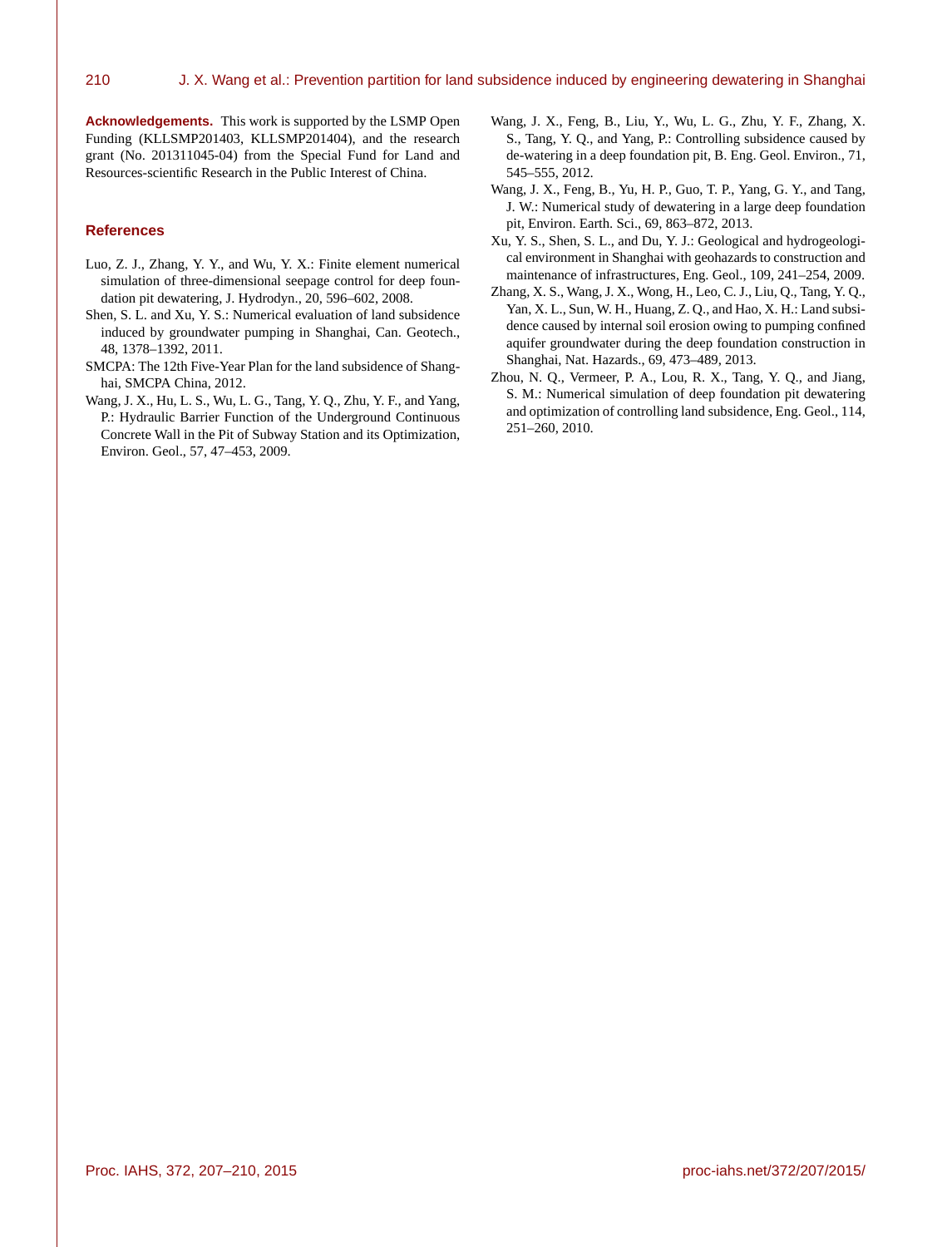**Acknowledgements.** This work is supported by the LSMP Open Funding (KLLSMP201403, KLLSMP201404), and the research grant (No. 201311045-04) from the Special Fund for Land and Resources-scientific Research in the Public Interest of China.

## References

Luo, Z. J., Zhang, Y. Y., and Wu, Y. X.: Finite element numerical simulation of three-dimensional seepage control for deep foundation pit dewatering, J. Hydrodyn., 20, 596–602, 2008.

Shen, S. L. and Xu, Y. S.: Numerical evaluation of land subsidence induced by groundwater pumping in Shanghai, Can. Geotech., 48, 1378–1392, 2011.

SMCPA: The 12th Five-Year Plan for the land subsidence of Shanghai, SMCPA China, 2012.

Wang, J. X., Hu, L. S., Wu, L. G., Tang, Y. Q., Zhu, Y. F., and Yang, P.: Hydraulic Barrier Function of the Underground Continuous Concrete Wall in the Pit of Subway Station and its Optimization, Environ. Geol., 57, 47–453, 2009.

Wang, J. X., Feng, B., Liu, Y., Wu, L. G., Zhu, Y. F., Zhang, X. S., Tang, Y. Q., and Yang, P.: Controlling subsidence caused by de-watering in a deep foundation pit, B. Eng. Geol. Environ., 71, 545–555, 2012.

Wang, J. X., Feng, B., Yu, H. P., Guo, T. P., Yang, G. Y., and Tang, J. W.: Numerical study of dewatering in a large deep foundation pit, Environ. Earth. Sci., 69, 863–872, 2013.

Xu, Y. S., Shen, S. L., and Du, Y. J.: Geological and hydrogeological environment in Shanghai with geohazards to construction and maintenance of infrastructures, Eng. Geol., 109, 241–254, 2009.

Zhang, X. S., Wang, J. X., Wong, H., Leo, C. J., Liu, Q., Tang, Y. Q., Yan, X. L., Sun, W. H., Huang, Z. Q., and Hao, X. H.: Land subsidence caused by internal soil erosion owing to pumping confined aquifer groundwater during the deep foundation construction in Shanghai, Nat. Hazards., 69, 473–489, 2013.

Zhou, N. Q., Vermeer, P. A., Lou, R. X., Tang, Y. Q., and Jiang, S. M.: Numerical simulation of deep foundation pit dewatering and optimization of controlling land subsidence, Eng. Geol., 114, 251–260, 2010.